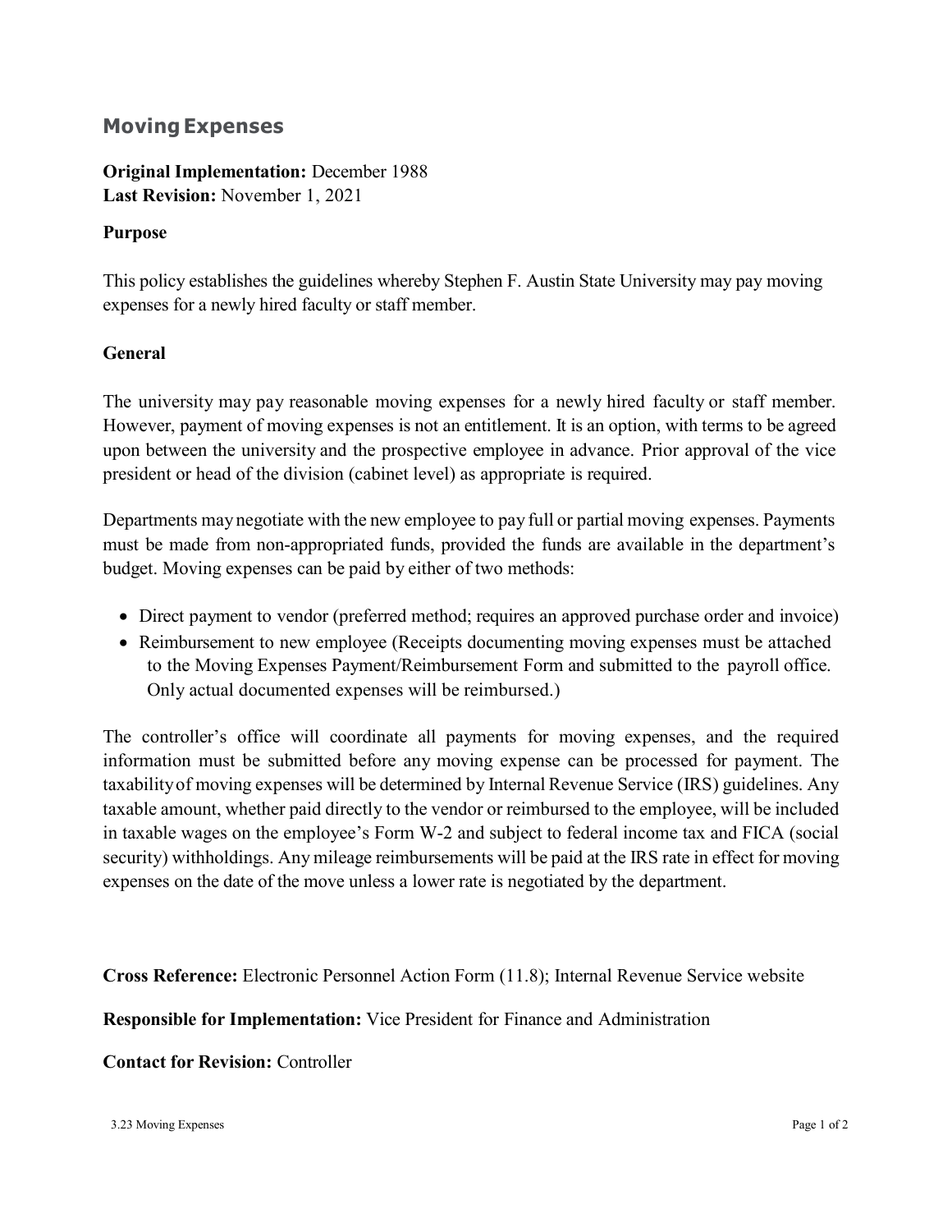# Moving Expenses

**Original Implementation:** December 1988
**Last Revision:** November 1, 2021

**Purpose**

This policy establishes the guidelines whereby Stephen F. Austin State University may pay moving expenses for a newly hired faculty or staff member.

**General**

The university may pay reasonable moving expenses for a newly hired faculty or staff member. However, payment of moving expenses is not an entitlement. It is an option, with terms to be agreed upon between the university and the prospective employee in advance. Prior approval of the vice president or head of the division (cabinet level) as appropriate is required.

Departments may negotiate with the new employee to pay full or partial moving expenses. Payments must be made from non-appropriated funds, provided the funds are available in the department's budget. Moving expenses can be paid by either of two methods:

- Direct payment to vendor (preferred method; requires an approved purchase order and invoice)
- Reimbursement to new employee (Receipts documenting moving expenses must be attached to the Moving Expenses Payment/Reimbursement Form and submitted to the payroll office. Only actual documented expenses will be reimbursed.)

The controller's office will coordinate all payments for moving expenses, and the required information must be submitted before any moving expense can be processed for payment. The taxability of moving expenses will be determined by Internal Revenue Service (IRS) guidelines. Any taxable amount, whether paid directly to the vendor or reimbursed to the employee, will be included in taxable wages on the employee's Form W-2 and subject to federal income tax and FICA (social security) withholdings. Any mileage reimbursements will be paid at the IRS rate in effect for moving expenses on the date of the move unless a lower rate is negotiated by the department.

**Cross Reference:** Electronic Personnel Action Form (11.8); Internal Revenue Service website

**Responsible for Implementation:** Vice President for Finance and Administration

**Contact for Revision:** Controller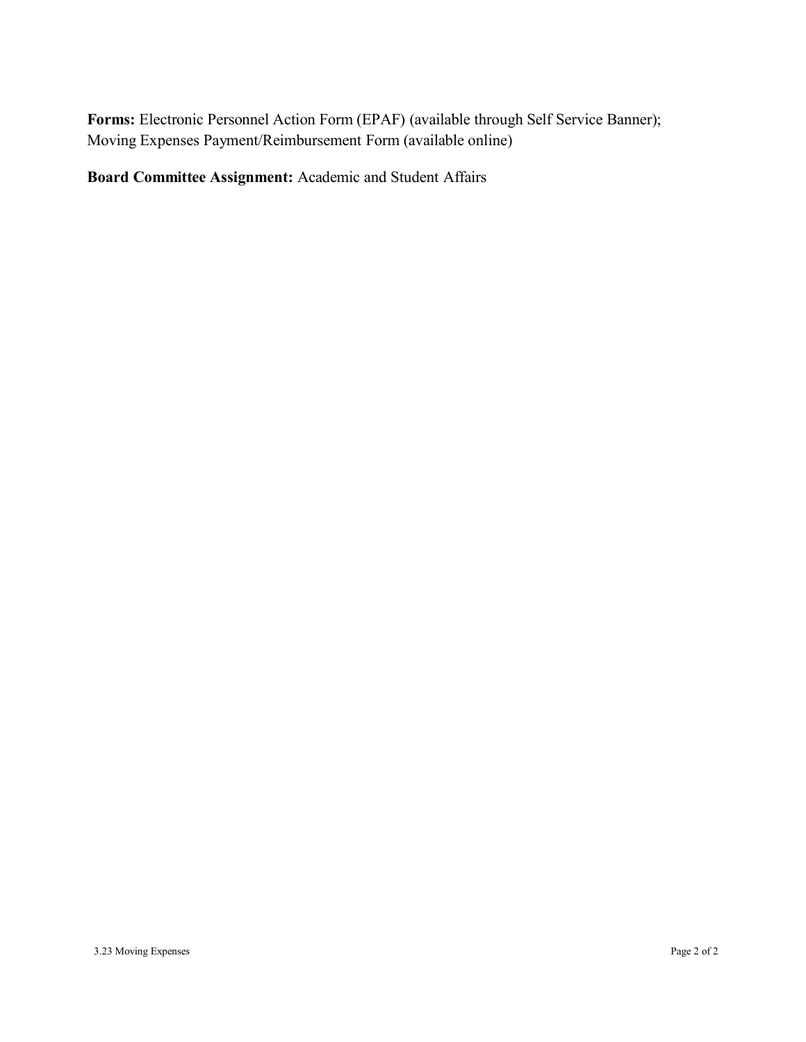**Forms:** Electronic Personnel Action Form (EPAF) (available through Self Service Banner); Moving Expenses Payment/Reimbursement Form (available online)

**Board Committee Assignment:** Academic and Student Affairs